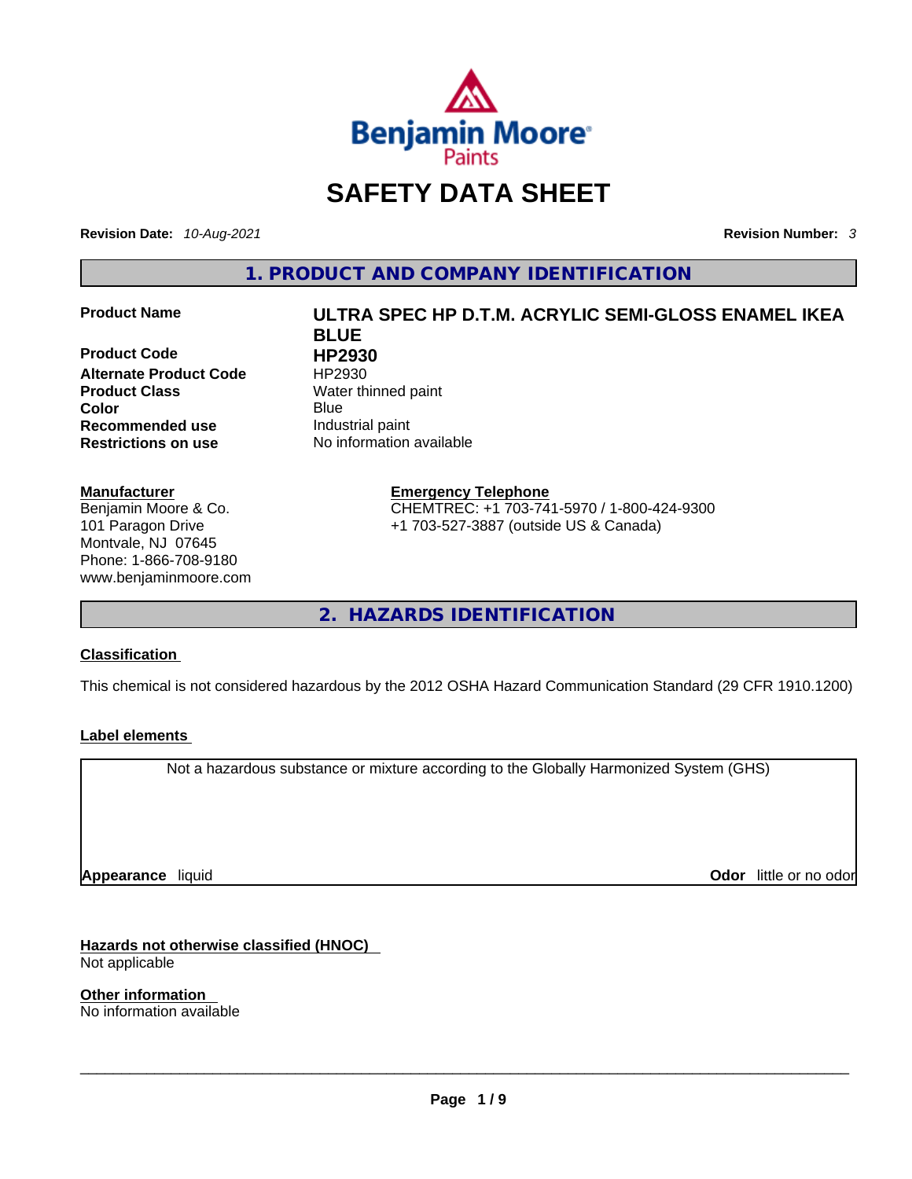Benjamin Moore Paints

# SAFETY DATA SHEET

**Revision Date:** *10-Aug-2021*

**Revision Number:** *3*

## 1. PRODUCT AND COMPANY IDENTIFICATION

| | |
|---|---|
| **Product Name** | **ULTRA SPEC HP D.T.M. ACRYLIC SEMI-GLOSS ENAMEL IKEA BLUE** |
| **Product Code** | **HP2930** |
| **Alternate Product Code** | HP2930 |
| **Product Class** | Water thinned paint |
| **Color** | Blue |
| **Recommended use** | Industrial paint |
| **Restrictions on use** | No information available |

**Manufacturer**
Benjamin Moore & Co.
101 Paragon Drive
Montvale, NJ 07645
Phone: 1-866-708-9180
www.benjaminmoore.com

**Emergency Telephone**
CHEMTREC: +1 703-741-5970 / 1-800-424-9300
+1 703-527-3887 (outside US & Canada)

## 2. HAZARDS IDENTIFICATION

**Classification**

This chemical is not considered hazardous by the 2012 OSHA Hazard Communication Standard (29 CFR 1910.1200)

**Label elements**

Not a hazardous substance or mixture according to the Globally Harmonized System (GHS)

**Appearance** liquid

**Odor** little or no odor

**Hazards not otherwise classified (HNOC)**
Not applicable

**Other information**
No information available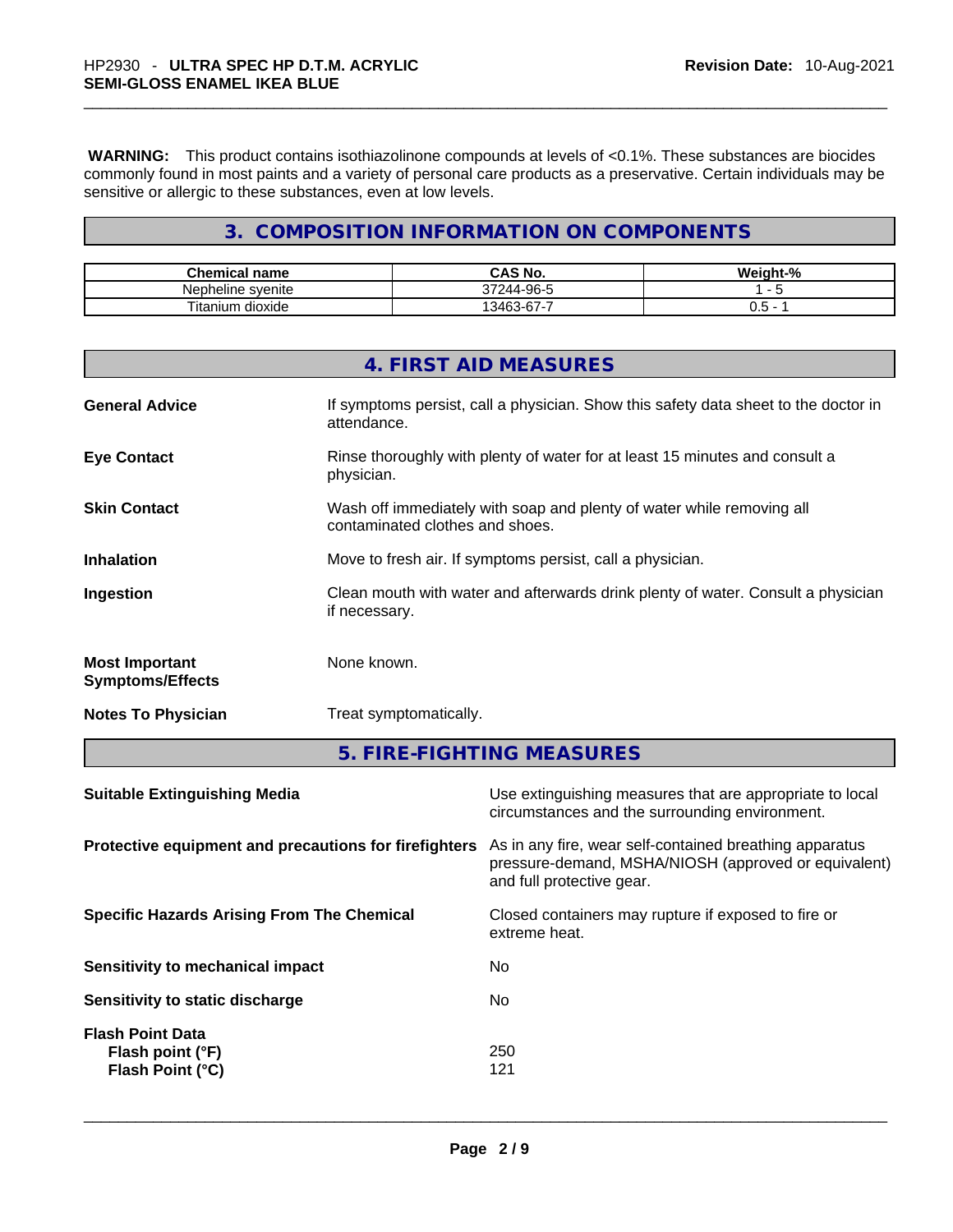**WARNING:** This product contains isothiazolinone compounds at levels of <0.1%. These substances are biocides commonly found in most paints and a variety of personal care products as a preservative. Certain individuals may be sensitive or allergic to these substances, even at low levels.

## 3. COMPOSITION INFORMATION ON COMPONENTS

| Chemical name | CAS No. | Weight-% |
|---|---|---|
| Nepheline syenite | 37244-96-5 | 1 - 5 |
| Titanium dioxide | 13463-67-7 | 0.5 - 1 |

## 4. FIRST AID MEASURES

**General Advice** — If symptoms persist, call a physician. Show this safety data sheet to the doctor in attendance.

**Eye Contact** — Rinse thoroughly with plenty of water for at least 15 minutes and consult a physician.

**Skin Contact** — Wash off immediately with soap and plenty of water while removing all contaminated clothes and shoes.

**Inhalation** — Move to fresh air. If symptoms persist, call a physician.

**Ingestion** — Clean mouth with water and afterwards drink plenty of water. Consult a physician if necessary.

**Most Important Symptoms/Effects** — None known.

**Notes To Physician** — Treat symptomatically.

## 5. FIRE-FIGHTING MEASURES

**Suitable Extinguishing Media** — Use extinguishing measures that are appropriate to local circumstances and the surrounding environment.

**Protective equipment and precautions for firefighters** — As in any fire, wear self-contained breathing apparatus pressure-demand, MSHA/NIOSH (approved or equivalent) and full protective gear.

**Specific Hazards Arising From The Chemical** — Closed containers may rupture if exposed to fire or extreme heat.

**Sensitivity to mechanical impact** — No

**Sensitivity to static discharge** — No

**Flash Point Data**
**Flash point (°F)** — 250
**Flash Point (°C)** — 121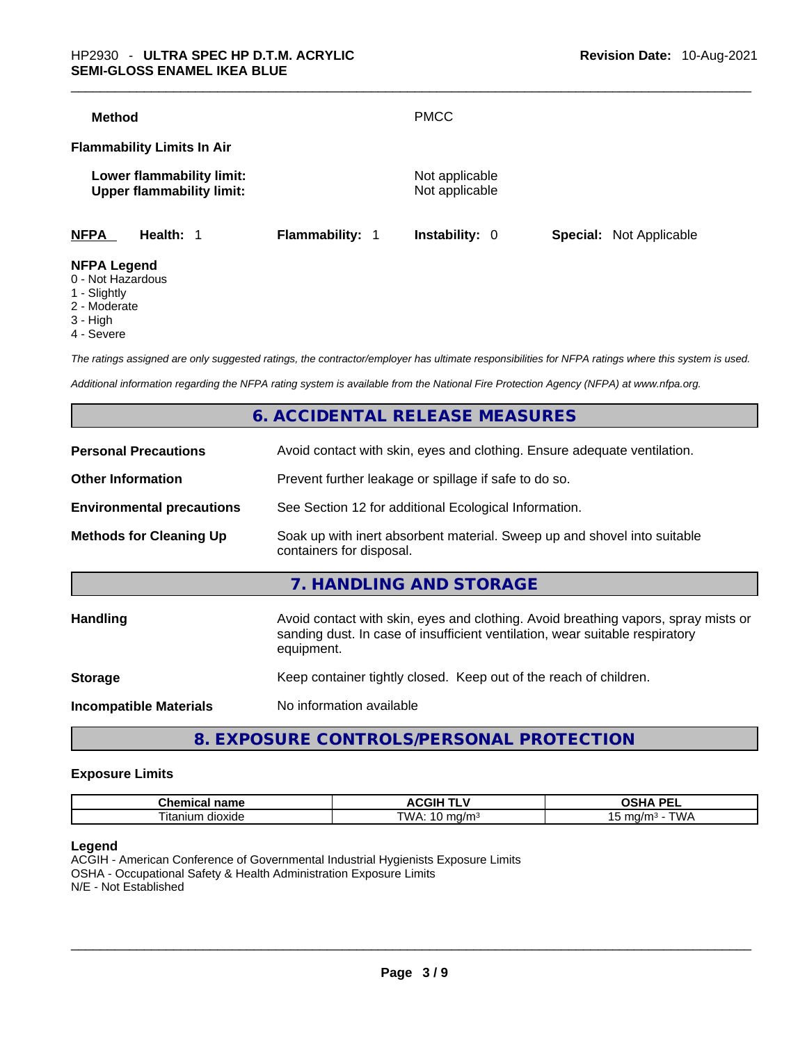**Method** PMCC

**Flammability Limits In Air**

**Lower flammability limit:** Not applicable
**Upper flammability limit:** Not applicable

**NFPA** **Health:** 1 **Flammability:** 1 **Instability:** 0 **Special:** Not Applicable

**NFPA Legend**
0 - Not Hazardous
1 - Slightly
2 - Moderate
3 - High
4 - Severe

*The ratings assigned are only suggested ratings, the contractor/employer has ultimate responsibilities for NFPA ratings where this system is used.*

*Additional information regarding the NFPA rating system is available from the National Fire Protection Agency (NFPA) at www.nfpa.org.*

## 6. ACCIDENTAL RELEASE MEASURES

**Personal Precautions** Avoid contact with skin, eyes and clothing. Ensure adequate ventilation.

**Other Information** Prevent further leakage or spillage if safe to do so.

**Environmental precautions** See Section 12 for additional Ecological Information.

**Methods for Cleaning Up** Soak up with inert absorbent material. Sweep up and shovel into suitable containers for disposal.

## 7. HANDLING AND STORAGE

**Handling** Avoid contact with skin, eyes and clothing. Avoid breathing vapors, spray mists or sanding dust. In case of insufficient ventilation, wear suitable respiratory equipment.

**Storage** Keep container tightly closed. Keep out of the reach of children.

**Incompatible Materials** No information available

## 8. EXPOSURE CONTROLS/PERSONAL PROTECTION

### Exposure Limits

| Chemical name | ACGIH TLV | OSHA PEL |
|---|---|---|
| Titanium dioxide | TWA: 10 mg/m³ | 15 mg/m³ - TWA |

**Legend**
ACGIH - American Conference of Governmental Industrial Hygienists Exposure Limits
OSHA - Occupational Safety & Health Administration Exposure Limits
N/E - Not Established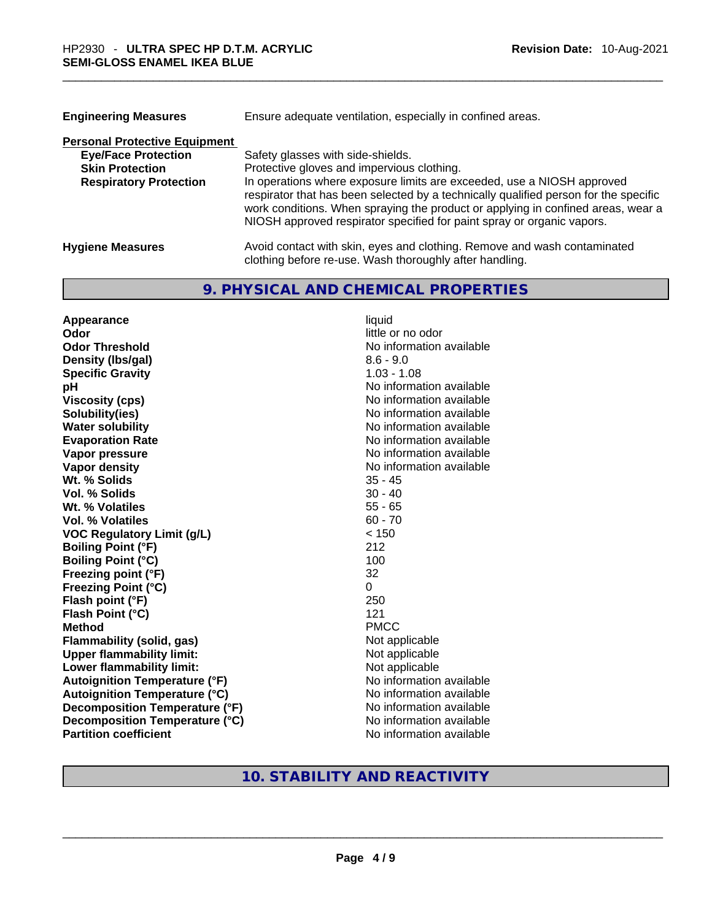| | |
|---|---|
| **Engineering Measures** | Ensure adequate ventilation, especially in confined areas. |

**Personal Protective Equipment**

| | |
|---|---|
| **Eye/Face Protection** | Safety glasses with side-shields. |
| **Skin Protection** | Protective gloves and impervious clothing. |
| **Respiratory Protection** | In operations where exposure limits are exceeded, use a NIOSH approved respirator that has been selected by a technically qualified person for the specific work conditions. When spraying the product or applying in confined areas, wear a NIOSH approved respirator specified for paint spray or organic vapors. |

| | |
|---|---|
| **Hygiene Measures** | Avoid contact with skin, eyes and clothing. Remove and wash contaminated clothing before re-use. Wash thoroughly after handling. |

## 9. PHYSICAL AND CHEMICAL PROPERTIES

| | |
|---|---|
| **Appearance** | liquid |
| **Odor** | little or no odor |
| **Odor Threshold** | No information available |
| **Density (lbs/gal)** | 8.6 - 9.0 |
| **Specific Gravity** | 1.03 - 1.08 |
| **pH** | No information available |
| **Viscosity (cps)** | No information available |
| **Solubility(ies)** | No information available |
| **Water solubility** | No information available |
| **Evaporation Rate** | No information available |
| **Vapor pressure** | No information available |
| **Vapor density** | No information available |
| **Wt. % Solids** | 35 - 45 |
| **Vol. % Solids** | 30 - 40 |
| **Wt. % Volatiles** | 55 - 65 |
| **Vol. % Volatiles** | 60 - 70 |
| **VOC Regulatory Limit (g/L)** | < 150 |
| **Boiling Point (°F)** | 212 |
| **Boiling Point (°C)** | 100 |
| **Freezing point (°F)** | 32 |
| **Freezing Point (°C)** | 0 |
| **Flash point (°F)** | 250 |
| **Flash Point (°C)** | 121 |
| **Method** | PMCC |
| **Flammability (solid, gas)** | Not applicable |
| **Upper flammability limit:** | Not applicable |
| **Lower flammability limit:** | Not applicable |
| **Autoignition Temperature (°F)** | No information available |
| **Autoignition Temperature (°C)** | No information available |
| **Decomposition Temperature (°F)** | No information available |
| **Decomposition Temperature (°C)** | No information available |
| **Partition coefficient** | No information available |

## 10. STABILITY AND REACTIVITY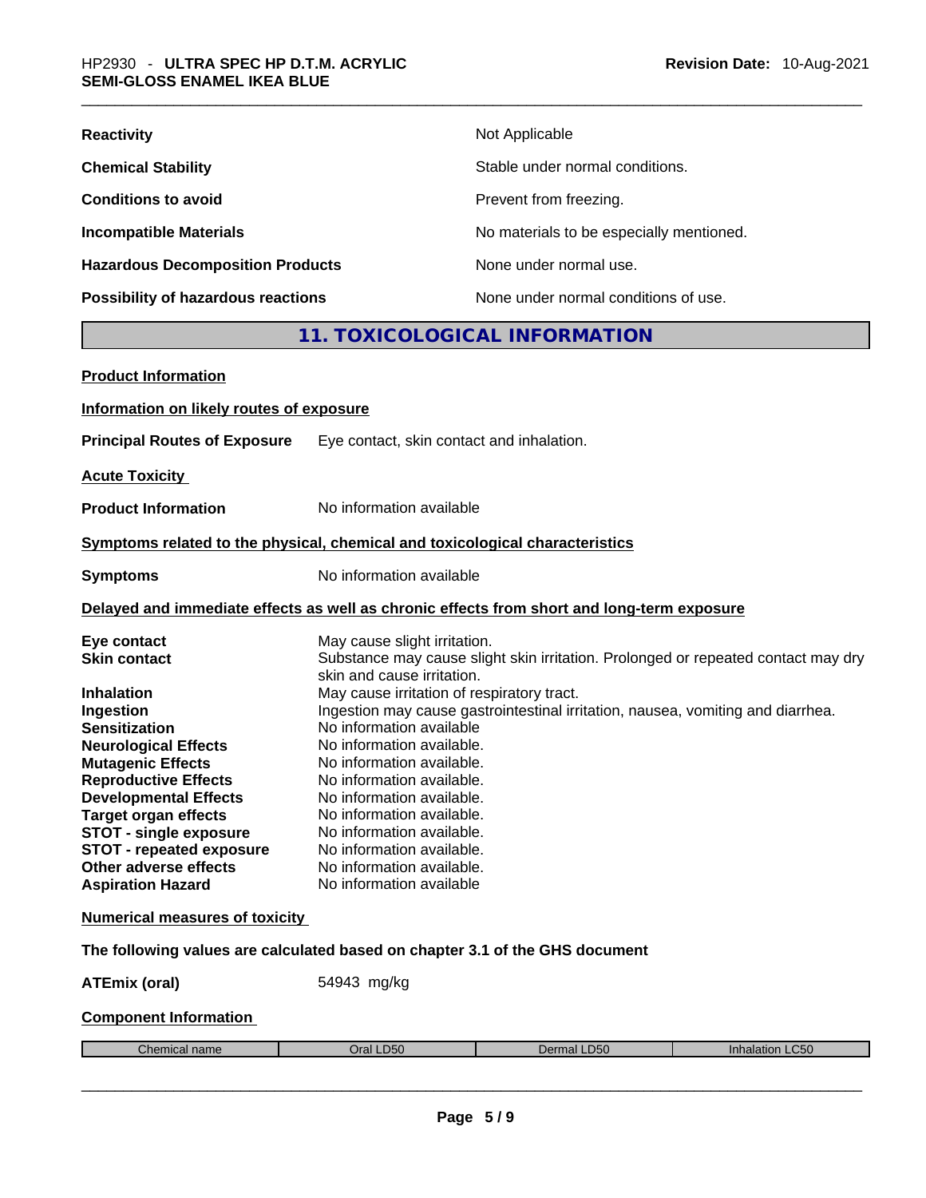| | |
|---|---|
| **Reactivity** | Not Applicable |
| **Chemical Stability** | Stable under normal conditions. |
| **Conditions to avoid** | Prevent from freezing. |
| **Incompatible Materials** | No materials to be especially mentioned. |
| **Hazardous Decomposition Products** | None under normal use. |
| **Possibility of hazardous reactions** | None under normal conditions of use. |

## 11. TOXICOLOGICAL INFORMATION

**Product Information**

**Information on likely routes of exposure**

**Principal Routes of Exposure** Eye contact, skin contact and inhalation.

**Acute Toxicity**

**Product Information** No information available

**Symptoms related to the physical, chemical and toxicological characteristics**

**Symptoms** No information available

**Delayed and immediate effects as well as chronic effects from short and long-term exposure**

| | |
|---|---|
| **Eye contact** | May cause slight irritation. |
| **Skin contact** | Substance may cause slight skin irritation. Prolonged or repeated contact may dry skin and cause irritation. |
| **Inhalation** | May cause irritation of respiratory tract. |
| **Ingestion** | Ingestion may cause gastrointestinal irritation, nausea, vomiting and diarrhea. |
| **Sensitization** | No information available |
| **Neurological Effects** | No information available. |
| **Mutagenic Effects** | No information available. |
| **Reproductive Effects** | No information available. |
| **Developmental Effects** | No information available. |
| **Target organ effects** | No information available. |
| **STOT - single exposure** | No information available. |
| **STOT - repeated exposure** | No information available. |
| **Other adverse effects** | No information available. |
| **Aspiration Hazard** | No information available |

**Numerical measures of toxicity**

**The following values are calculated based on chapter 3.1 of the GHS document**

**ATEmix (oral)** 54943 mg/kg

**Component Information**

| Chemical name | Oral LD50 | Dermal LD50 | Inhalation LC50 |
|---|---|---|---|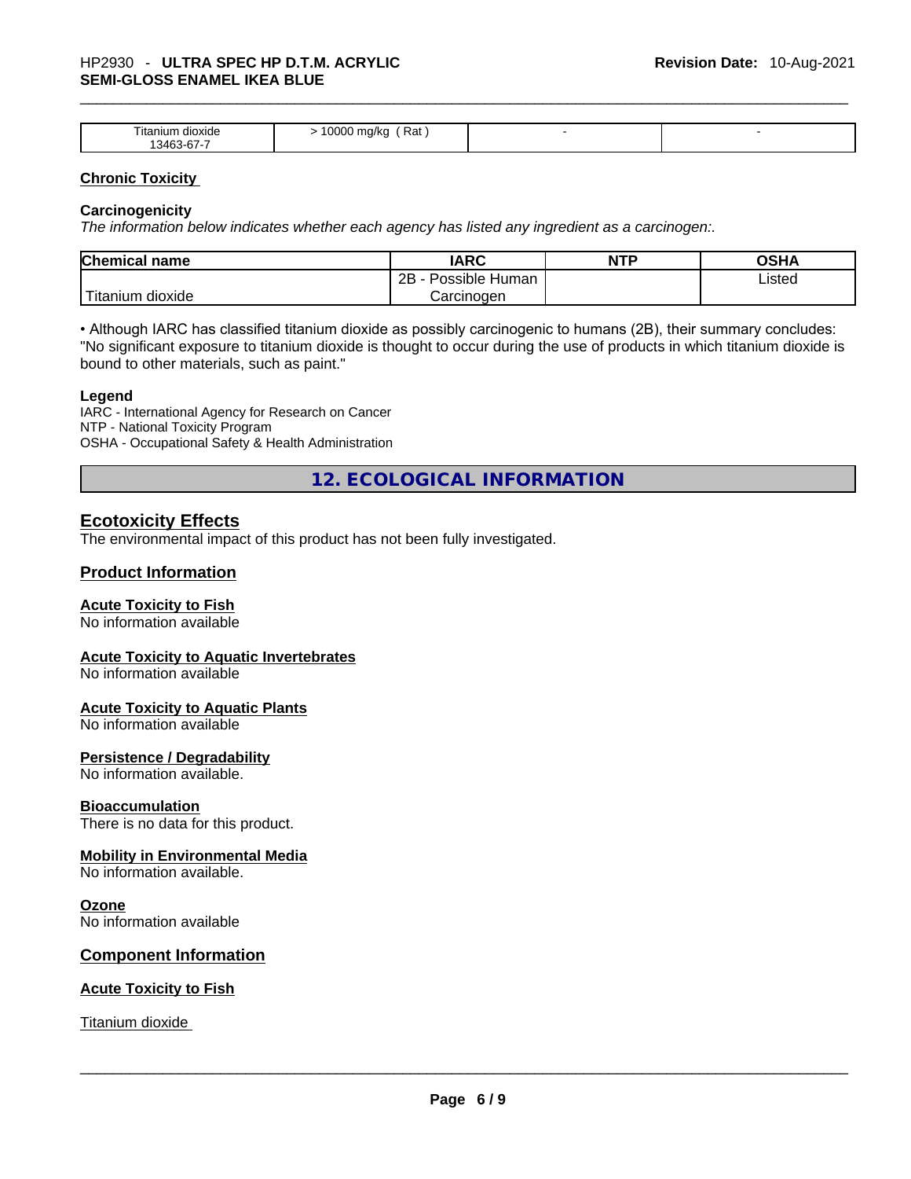| Titanium dioxide 13463-67-7 | > 10000 mg/kg ( Rat ) | - | - |
|---|---|---|---|

## Chronic Toxicity

### Carcinogenicity

*The information below indicates whether each agency has listed any ingredient as a carcinogen:.*

| Chemical name | IARC | NTP | OSHA |
|---|---|---|---|
| Titanium dioxide | 2B - Possible Human Carcinogen | | Listed |

• Although IARC has classified titanium dioxide as possibly carcinogenic to humans (2B), their summary concludes: "No significant exposure to titanium dioxide is thought to occur during the use of products in which titanium dioxide is bound to other materials, such as paint."

**Legend**

IARC - International Agency for Research on Cancer
NTP - National Toxicity Program
OSHA - Occupational Safety & Health Administration

# 12. ECOLOGICAL INFORMATION

## Ecotoxicity Effects

The environmental impact of this product has not been fully investigated.

## Product Information

### Acute Toxicity to Fish

No information available

### Acute Toxicity to Aquatic Invertebrates

No information available

### Acute Toxicity to Aquatic Plants

No information available

### Persistence / Degradability

No information available.

### Bioaccumulation

There is no data for this product.

### Mobility in Environmental Media

No information available.

### Ozone

No information available

## Component Information

### Acute Toxicity to Fish

Titanium dioxide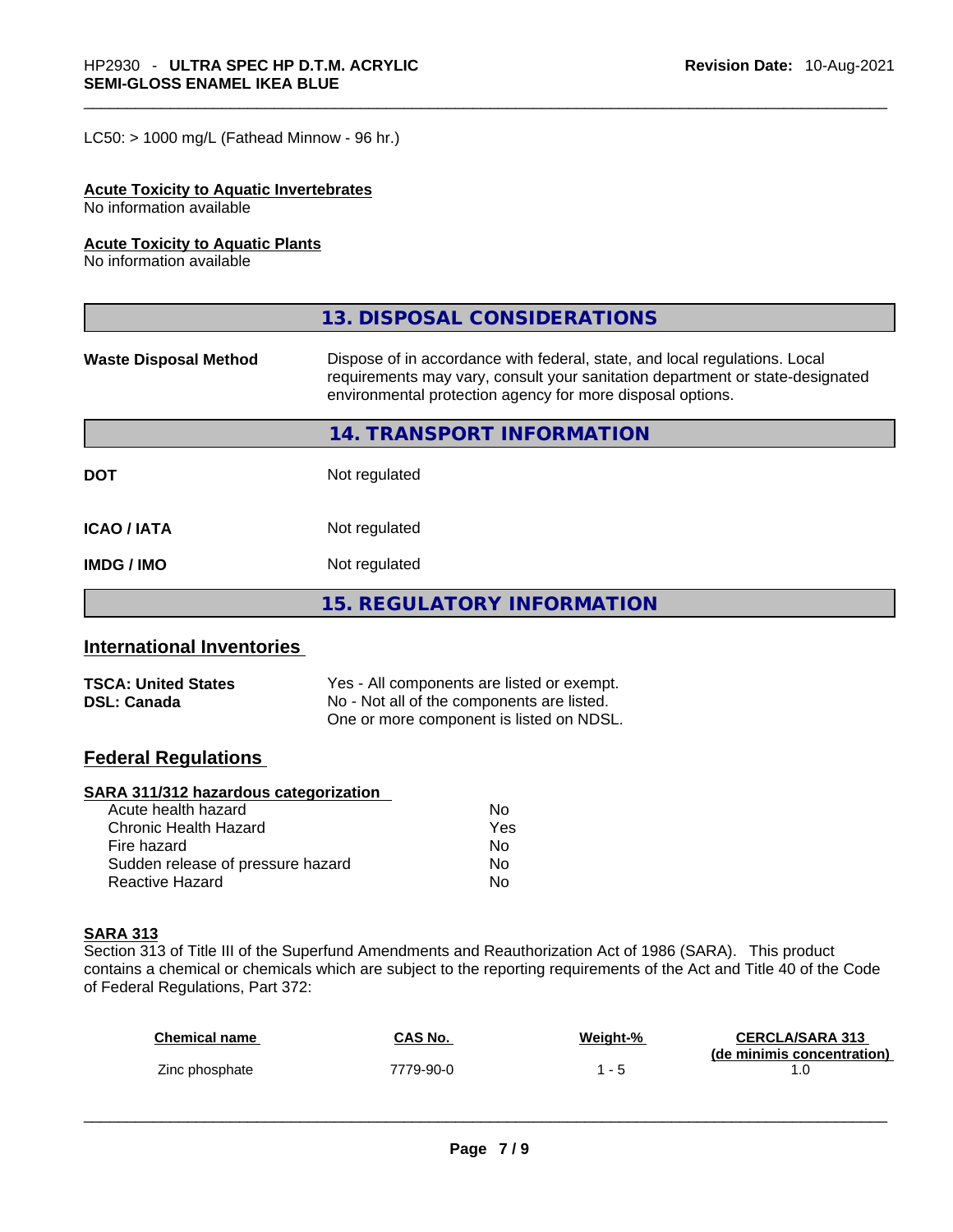LC50: > 1000 mg/L (Fathead Minnow - 96 hr.)

**Acute Toxicity to Aquatic Invertebrates**
No information available

**Acute Toxicity to Aquatic Plants**
No information available

## 13. DISPOSAL CONSIDERATIONS

| | |
|---|---|
| **Waste Disposal Method** | Dispose of in accordance with federal, state, and local regulations. Local requirements may vary, consult your sanitation department or state-designated environmental protection agency for more disposal options. |

## 14. TRANSPORT INFORMATION

| | |
|---|---|
| **DOT** | Not regulated |
| **ICAO / IATA** | Not regulated |
| **IMDG / IMO** | Not regulated |

## 15. REGULATORY INFORMATION

### International Inventories

| | |
|---|---|
| **TSCA: United States** | Yes - All components are listed or exempt. |
| **DSL: Canada** | No - Not all of the components are listed. One or more component is listed on NDSL. |

### Federal Regulations

**SARA 311/312 hazardous categorization**

| | |
|---|---|
| Acute health hazard | No |
| Chronic Health Hazard | Yes |
| Fire hazard | No |
| Sudden release of pressure hazard | No |
| Reactive Hazard | No |

**SARA 313**
Section 313 of Title III of the Superfund Amendments and Reauthorization Act of 1986 (SARA). This product contains a chemical or chemicals which are subject to the reporting requirements of the Act and Title 40 of the Code of Federal Regulations, Part 372:

| Chemical name | CAS No. | Weight-% | CERCLA/SARA 313 (de minimis concentration) |
|---|---|---|---|
| Zinc phosphate | 7779-90-0 | 1 - 5 | 1.0 |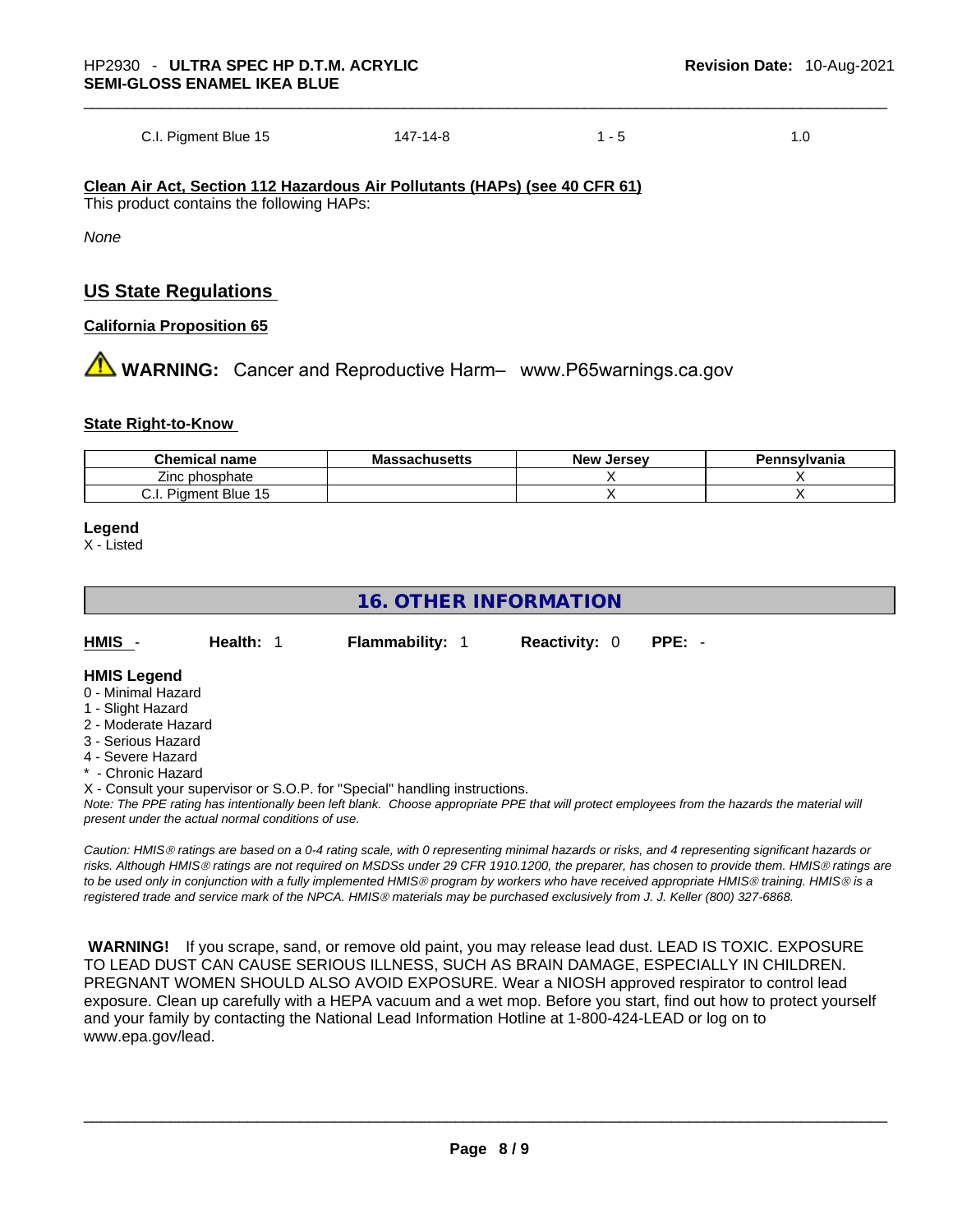| C.I. Pigment Blue 15 | 147-14-8 | 1 - 5 | 1.0 |
|---|---|---|---|

**Clean Air Act, Section 112 Hazardous Air Pollutants (HAPs) (see 40 CFR 61)**

This product contains the following HAPs:

*None*

## US State Regulations

**California Proposition 65**

⚠ **WARNING:** Cancer and Reproductive Harm– www.P65warnings.ca.gov

**State Right-to-Know**

| Chemical name | Massachusetts | New Jersey | Pennsylvania |
|---|---|---|---|
| Zinc phosphate | | X | X |
| C.I. Pigment Blue 15 | | X | X |

**Legend**

X - Listed

## 16. OTHER INFORMATION

**HMIS** - **Health:** 1 **Flammability:** 1 **Reactivity:** 0 **PPE:** -

**HMIS Legend**

0 - Minimal Hazard
1 - Slight Hazard
2 - Moderate Hazard
3 - Serious Hazard
4 - Severe Hazard
* - Chronic Hazard
X - Consult your supervisor or S.O.P. for "Special" handling instructions.

*Note: The PPE rating has intentionally been left blank. Choose appropriate PPE that will protect employees from the hazards the material will present under the actual normal conditions of use.*

*Caution: HMIS® ratings are based on a 0-4 rating scale, with 0 representing minimal hazards or risks, and 4 representing significant hazards or risks. Although HMIS® ratings are not required on MSDSs under 29 CFR 1910.1200, the preparer, has chosen to provide them. HMIS® ratings are to be used only in conjunction with a fully implemented HMIS® program by workers who have received appropriate HMIS® training. HMIS® is a registered trade and service mark of the NPCA. HMIS® materials may be purchased exclusively from J. J. Keller (800) 327-6868.*

**WARNING!** If you scrape, sand, or remove old paint, you may release lead dust. LEAD IS TOXIC. EXPOSURE TO LEAD DUST CAN CAUSE SERIOUS ILLNESS, SUCH AS BRAIN DAMAGE, ESPECIALLY IN CHILDREN. PREGNANT WOMEN SHOULD ALSO AVOID EXPOSURE. Wear a NIOSH approved respirator to control lead exposure. Clean up carefully with a HEPA vacuum and a wet mop. Before you start, find out how to protect yourself and your family by contacting the National Lead Information Hotline at 1-800-424-LEAD or log on to www.epa.gov/lead.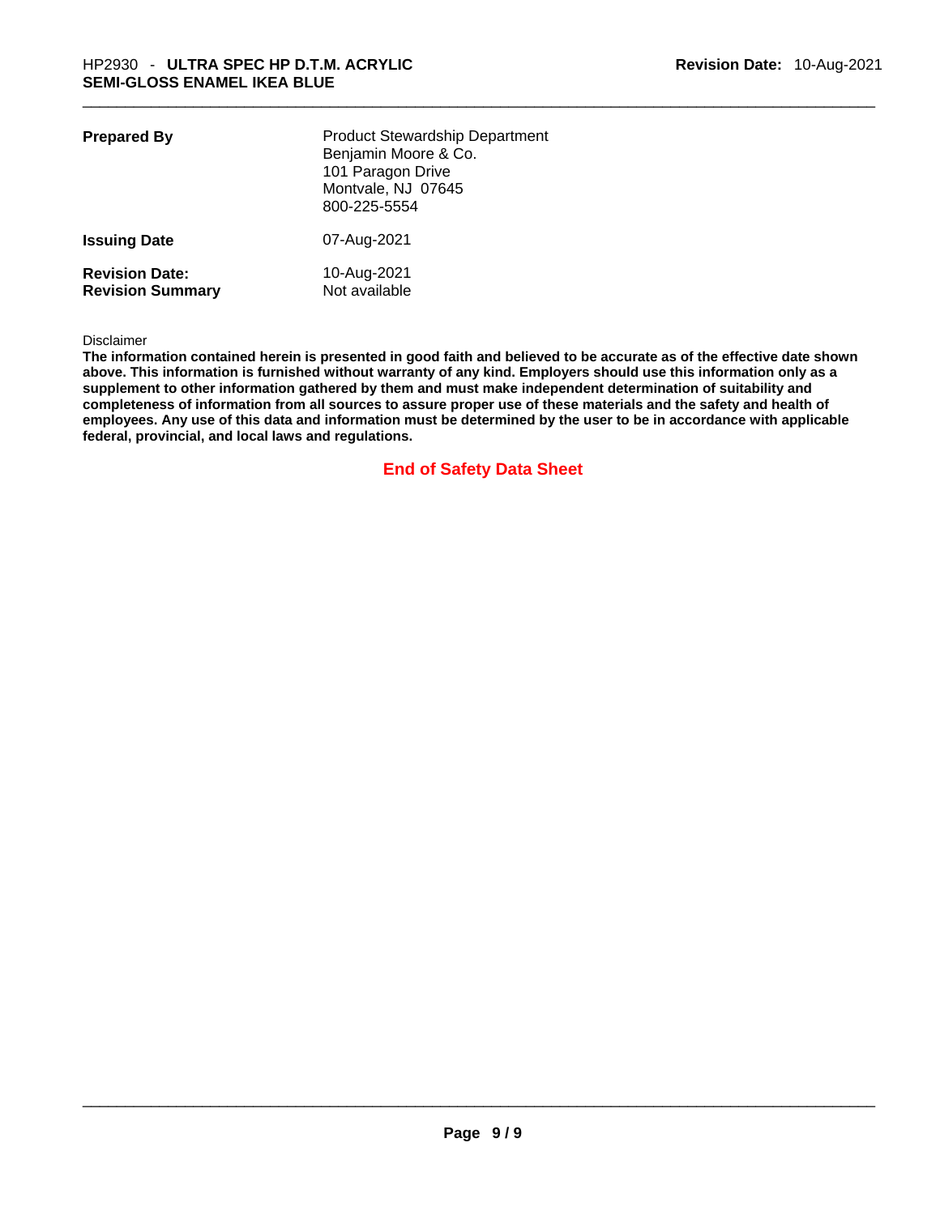| | |
|---|---|
| **Prepared By** | Product Stewardship Department<br>Benjamin Moore & Co.<br>101 Paragon Drive<br>Montvale, NJ 07645<br>800-225-5554 |
| **Issuing Date** | 07-Aug-2021 |
| **Revision Date:** | 10-Aug-2021 |
| **Revision Summary** | Not available |

Disclaimer

**The information contained herein is presented in good faith and believed to be accurate as of the effective date shown above. This information is furnished without warranty of any kind. Employers should use this information only as a supplement to other information gathered by them and must make independent determination of suitability and completeness of information from all sources to assure proper use of these materials and the safety and health of employees. Any use of this data and information must be determined by the user to be in accordance with applicable federal, provincial, and local laws and regulations.**

**End of Safety Data Sheet**